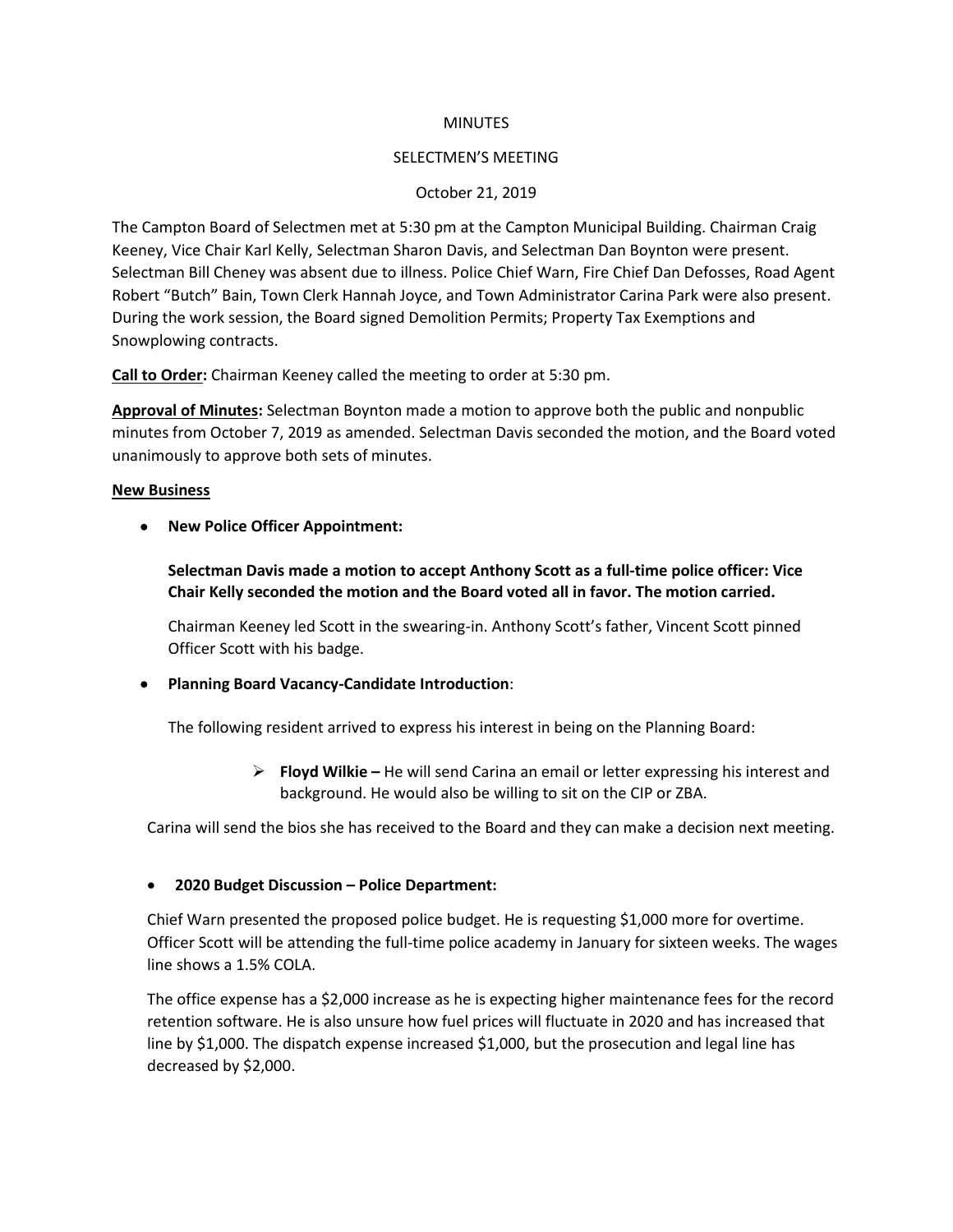MINUTES

SELECTMEN'S MEETING

October 21, 2019

The Campton Board of Selectmen met at 5:30 pm at the Campton Municipal Building. Chairman Craig Keeney, Vice Chair Karl Kelly, Selectman Sharon Davis, and Selectman Dan Boynton were present. Selectman Bill Cheney was absent due to illness. Police Chief Warn, Fire Chief Dan Defosses, Road Agent Robert "Butch" Bain, Town Clerk Hannah Joyce, and Town Administrator Carina Park were also present. During the work session, the Board signed Demolition Permits; Property Tax Exemptions and Snowplowing contracts.

**Call to Order:** Chairman Keeney called the meeting to order at 5:30 pm.

**Approval of Minutes:** Selectman Boynton made a motion to approve both the public and nonpublic minutes from October 7, 2019 as amended. Selectman Davis seconded the motion, and the Board voted unanimously to approve both sets of minutes.

**New Business**

- **New Police Officer Appointment:**

  **Selectman Davis made a motion to accept Anthony Scott as a full-time police officer: Vice Chair Kelly seconded the motion and the Board voted all in favor. The motion carried.**

  Chairman Keeney led Scott in the swearing-in. Anthony Scott's father, Vincent Scott pinned Officer Scott with his badge.

- **Planning Board Vacancy-Candidate Introduction**:

  The following resident arrived to express his interest in being on the Planning Board:

  - **Floyd Wilkie –** He will send Carina an email or letter expressing his interest and background. He would also be willing to sit on the CIP or ZBA.

  Carina will send the bios she has received to the Board and they can make a decision next meeting.

- **2020 Budget Discussion – Police Department:**

  Chief Warn presented the proposed police budget. He is requesting $1,000 more for overtime. Officer Scott will be attending the full-time police academy in January for sixteen weeks. The wages line shows a 1.5% COLA.

  The office expense has a $2,000 increase as he is expecting higher maintenance fees for the record retention software. He is also unsure how fuel prices will fluctuate in 2020 and has increased that line by $1,000. The dispatch expense increased $1,000, but the prosecution and legal line has decreased by $2,000.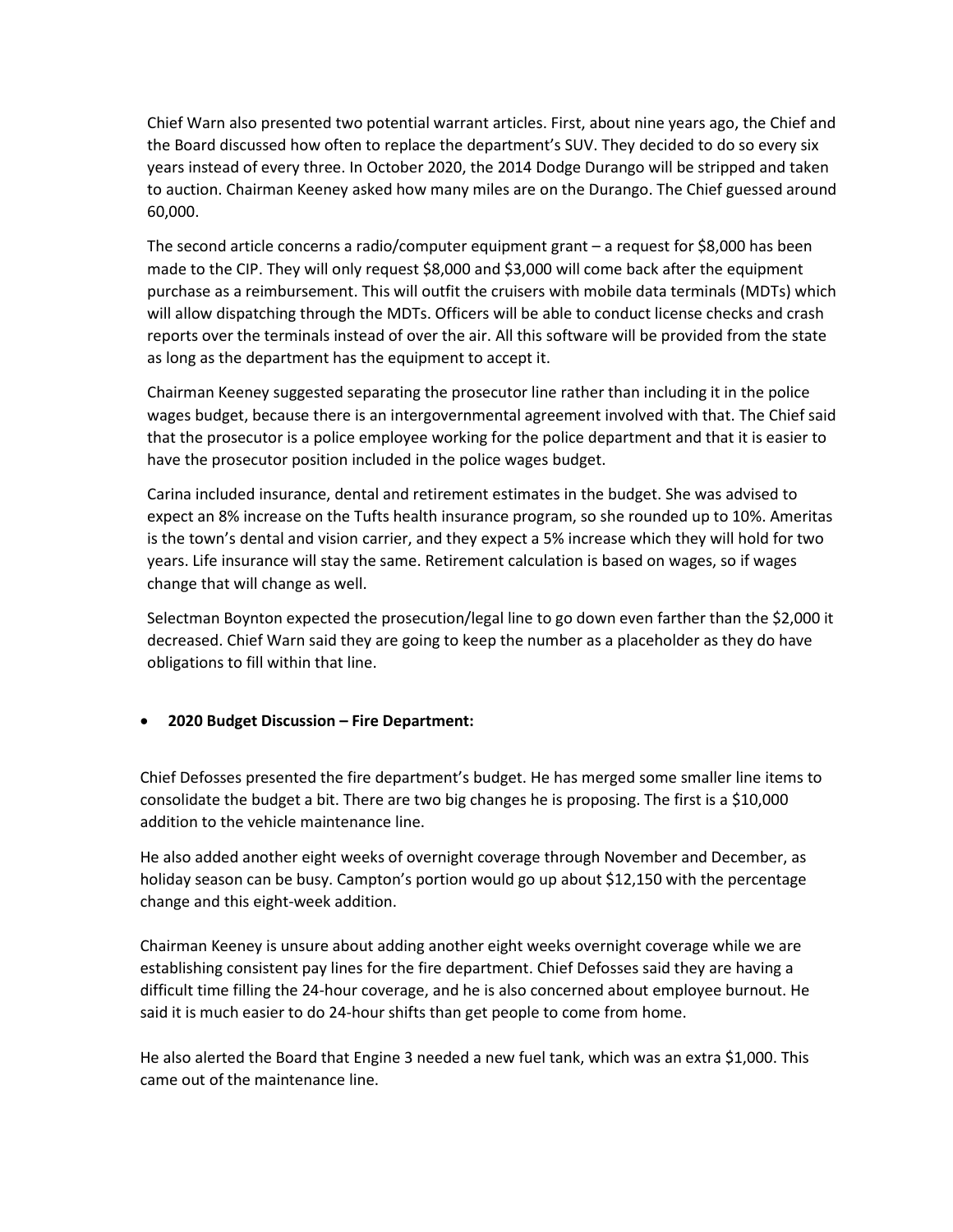Chief Warn also presented two potential warrant articles. First, about nine years ago, the Chief and the Board discussed how often to replace the department's SUV. They decided to do so every six years instead of every three. In October 2020, the 2014 Dodge Durango will be stripped and taken to auction. Chairman Keeney asked how many miles are on the Durango. The Chief guessed around 60,000.

The second article concerns a radio/computer equipment grant – a request for $8,000 has been made to the CIP. They will only request $8,000 and $3,000 will come back after the equipment purchase as a reimbursement. This will outfit the cruisers with mobile data terminals (MDTs) which will allow dispatching through the MDTs. Officers will be able to conduct license checks and crash reports over the terminals instead of over the air. All this software will be provided from the state as long as the department has the equipment to accept it.

Chairman Keeney suggested separating the prosecutor line rather than including it in the police wages budget, because there is an intergovernmental agreement involved with that. The Chief said that the prosecutor is a police employee working for the police department and that it is easier to have the prosecutor position included in the police wages budget.

Carina included insurance, dental and retirement estimates in the budget. She was advised to expect an 8% increase on the Tufts health insurance program, so she rounded up to 10%. Ameritas is the town's dental and vision carrier, and they expect a 5% increase which they will hold for two years. Life insurance will stay the same. Retirement calculation is based on wages, so if wages change that will change as well.

Selectman Boynton expected the prosecution/legal line to go down even farther than the $2,000 it decreased. Chief Warn said they are going to keep the number as a placeholder as they do have obligations to fill within that line.

- **2020 Budget Discussion – Fire Department:**

Chief Defosses presented the fire department's budget. He has merged some smaller line items to consolidate the budget a bit. There are two big changes he is proposing. The first is a $10,000 addition to the vehicle maintenance line.

He also added another eight weeks of overnight coverage through November and December, as holiday season can be busy. Campton's portion would go up about $12,150 with the percentage change and this eight-week addition.

Chairman Keeney is unsure about adding another eight weeks overnight coverage while we are establishing consistent pay lines for the fire department. Chief Defosses said they are having a difficult time filling the 24-hour coverage, and he is also concerned about employee burnout. He said it is much easier to do 24-hour shifts than get people to come from home.

He also alerted the Board that Engine 3 needed a new fuel tank, which was an extra $1,000. This came out of the maintenance line.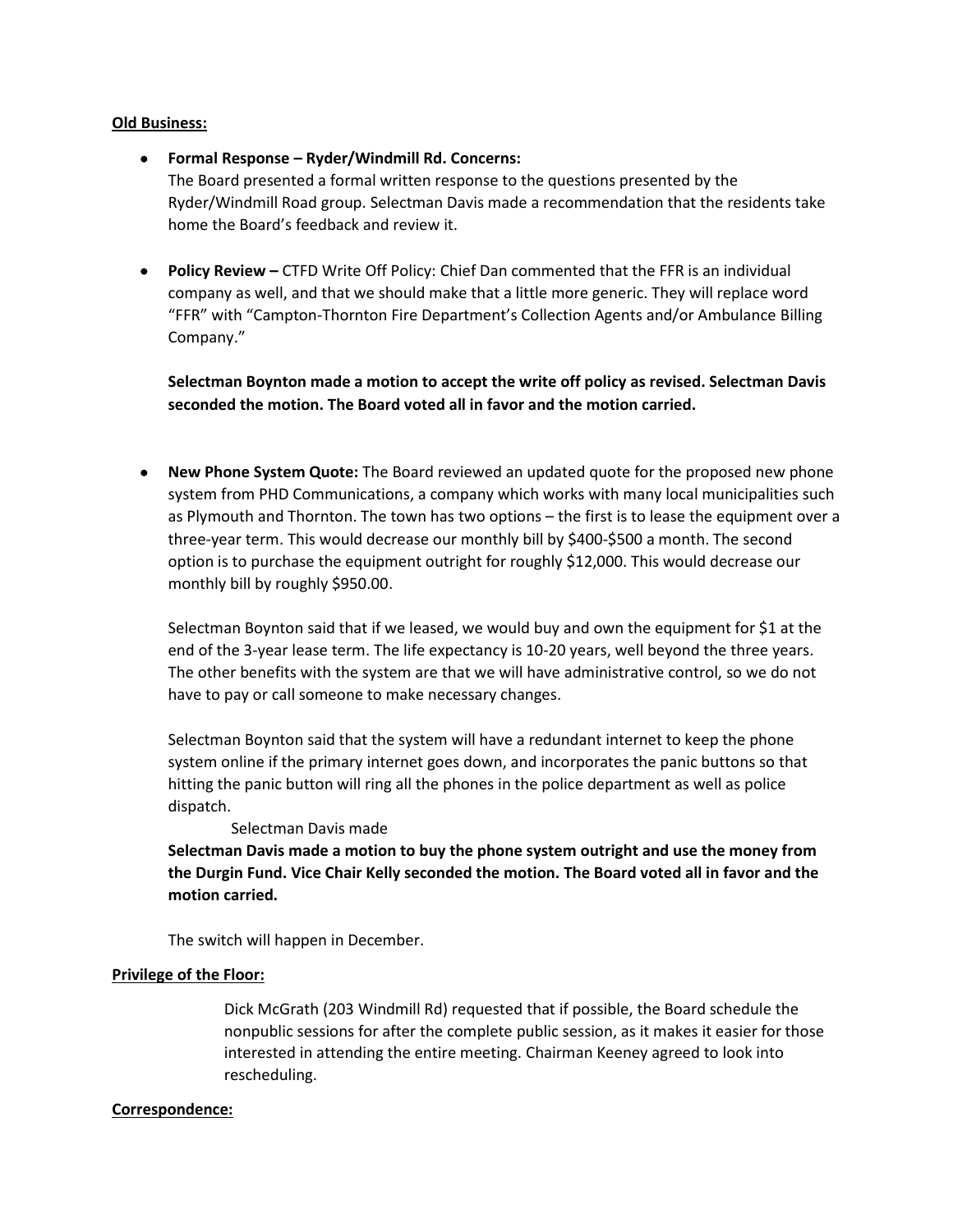**Old Business:**

- **Formal Response – Ryder/Windmill Rd. Concerns:**
  The Board presented a formal written response to the questions presented by the Ryder/Windmill Road group. Selectman Davis made a recommendation that the residents take home the Board's feedback and review it.

- **Policy Review –** CTFD Write Off Policy: Chief Dan commented that the FFR is an individual company as well, and that we should make that a little more generic. They will replace word "FFR" with "Campton-Thornton Fire Department's Collection Agents and/or Ambulance Billing Company."

  **Selectman Boynton made a motion to accept the write off policy as revised. Selectman Davis seconded the motion. The Board voted all in favor and the motion carried.**

- **New Phone System Quote:** The Board reviewed an updated quote for the proposed new phone system from PHD Communications, a company which works with many local municipalities such as Plymouth and Thornton. The town has two options – the first is to lease the equipment over a three-year term. This would decrease our monthly bill by $400-$500 a month. The second option is to purchase the equipment outright for roughly $12,000. This would decrease our monthly bill by roughly $950.00.

  Selectman Boynton said that if we leased, we would buy and own the equipment for $1 at the end of the 3-year lease term. The life expectancy is 10-20 years, well beyond the three years. The other benefits with the system are that we will have administrative control, so we do not have to pay or call someone to make necessary changes.

  Selectman Boynton said that the system will have a redundant internet to keep the phone system online if the primary internet goes down, and incorporates the panic buttons so that hitting the panic button will ring all the phones in the police department as well as police dispatch.

  Selectman Davis made

  **Selectman Davis made a motion to buy the phone system outright and use the money from the Durgin Fund. Vice Chair Kelly seconded the motion. The Board voted all in favor and the motion carried.**

  The switch will happen in December.

**Privilege of the Floor:**

Dick McGrath (203 Windmill Rd) requested that if possible, the Board schedule the nonpublic sessions for after the complete public session, as it makes it easier for those interested in attending the entire meeting. Chairman Keeney agreed to look into rescheduling.

**Correspondence:**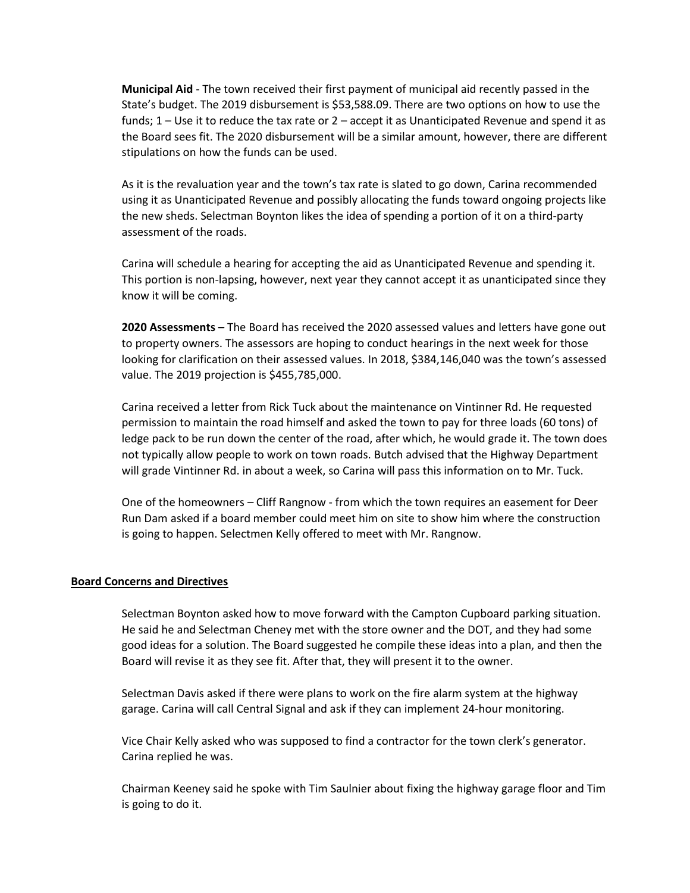**Municipal Aid** - The town received their first payment of municipal aid recently passed in the State's budget. The 2019 disbursement is $53,588.09. There are two options on how to use the funds; 1 – Use it to reduce the tax rate or 2 – accept it as Unanticipated Revenue and spend it as the Board sees fit. The 2020 disbursement will be a similar amount, however, there are different stipulations on how the funds can be used.

As it is the revaluation year and the town's tax rate is slated to go down, Carina recommended using it as Unanticipated Revenue and possibly allocating the funds toward ongoing projects like the new sheds. Selectman Boynton likes the idea of spending a portion of it on a third-party assessment of the roads.

Carina will schedule a hearing for accepting the aid as Unanticipated Revenue and spending it. This portion is non-lapsing, however, next year they cannot accept it as unanticipated since they know it will be coming.

**2020 Assessments –** The Board has received the 2020 assessed values and letters have gone out to property owners. The assessors are hoping to conduct hearings in the next week for those looking for clarification on their assessed values. In 2018, $384,146,040 was the town's assessed value. The 2019 projection is $455,785,000.

Carina received a letter from Rick Tuck about the maintenance on Vintinner Rd. He requested permission to maintain the road himself and asked the town to pay for three loads (60 tons) of ledge pack to be run down the center of the road, after which, he would grade it. The town does not typically allow people to work on town roads. Butch advised that the Highway Department will grade Vintinner Rd. in about a week, so Carina will pass this information on to Mr. Tuck.

One of the homeowners – Cliff Rangnow - from which the town requires an easement for Deer Run Dam asked if a board member could meet him on site to show him where the construction is going to happen. Selectmen Kelly offered to meet with Mr. Rangnow.

## Board Concerns and Directives

Selectman Boynton asked how to move forward with the Campton Cupboard parking situation. He said he and Selectman Cheney met with the store owner and the DOT, and they had some good ideas for a solution. The Board suggested he compile these ideas into a plan, and then the Board will revise it as they see fit. After that, they will present it to the owner.

Selectman Davis asked if there were plans to work on the fire alarm system at the highway garage. Carina will call Central Signal and ask if they can implement 24-hour monitoring.

Vice Chair Kelly asked who was supposed to find a contractor for the town clerk's generator. Carina replied he was.

Chairman Keeney said he spoke with Tim Saulnier about fixing the highway garage floor and Tim is going to do it.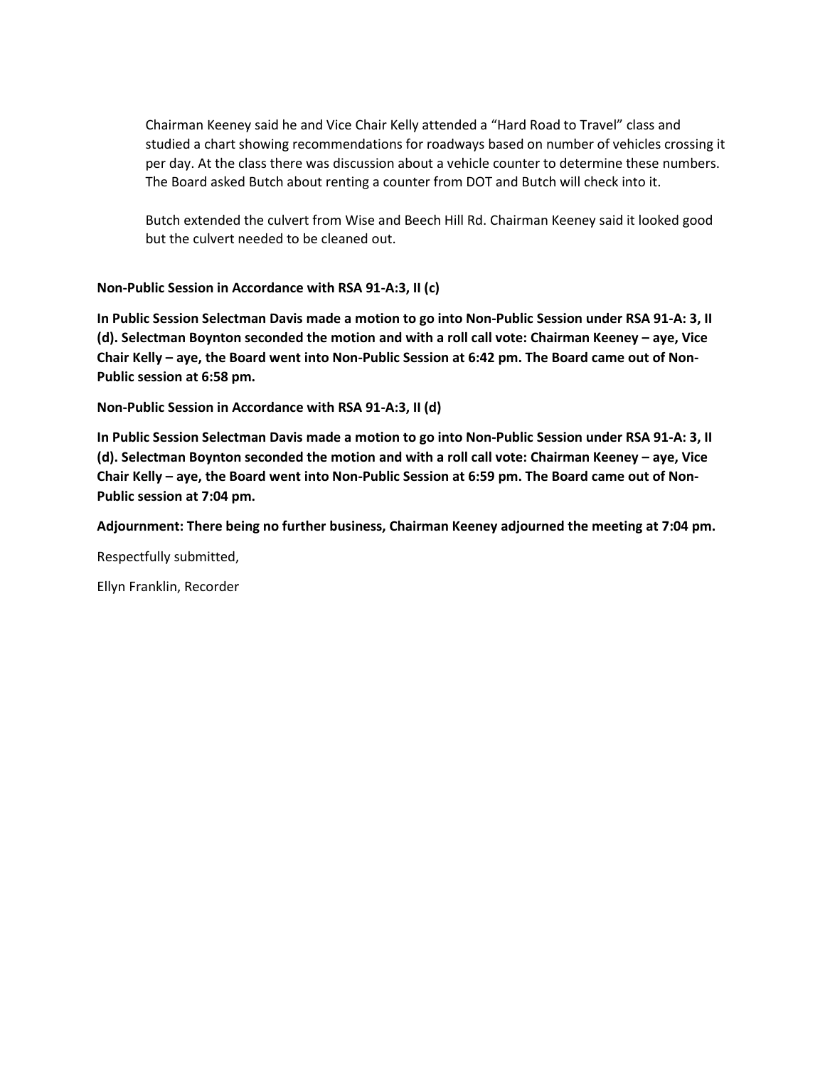Chairman Keeney said he and Vice Chair Kelly attended a "Hard Road to Travel" class and studied a chart showing recommendations for roadways based on number of vehicles crossing it per day. At the class there was discussion about a vehicle counter to determine these numbers. The Board asked Butch about renting a counter from DOT and Butch will check into it.

Butch extended the culvert from Wise and Beech Hill Rd. Chairman Keeney said it looked good but the culvert needed to be cleaned out.

**Non-Public Session in Accordance with RSA 91-A:3, II (c)**

**In Public Session Selectman Davis made a motion to go into Non-Public Session under RSA 91-A: 3, II (d). Selectman Boynton seconded the motion and with a roll call vote: Chairman Keeney – aye, Vice Chair Kelly – aye, the Board went into Non-Public Session at 6:42 pm. The Board came out of Non-Public session at 6:58 pm.**

**Non-Public Session in Accordance with RSA 91-A:3, II (d)**

**In Public Session Selectman Davis made a motion to go into Non-Public Session under RSA 91-A: 3, II (d). Selectman Boynton seconded the motion and with a roll call vote: Chairman Keeney – aye, Vice Chair Kelly – aye, the Board went into Non-Public Session at 6:59 pm. The Board came out of Non-Public session at 7:04 pm.**

**Adjournment: There being no further business, Chairman Keeney adjourned the meeting at 7:04 pm.**

Respectfully submitted,

Ellyn Franklin, Recorder